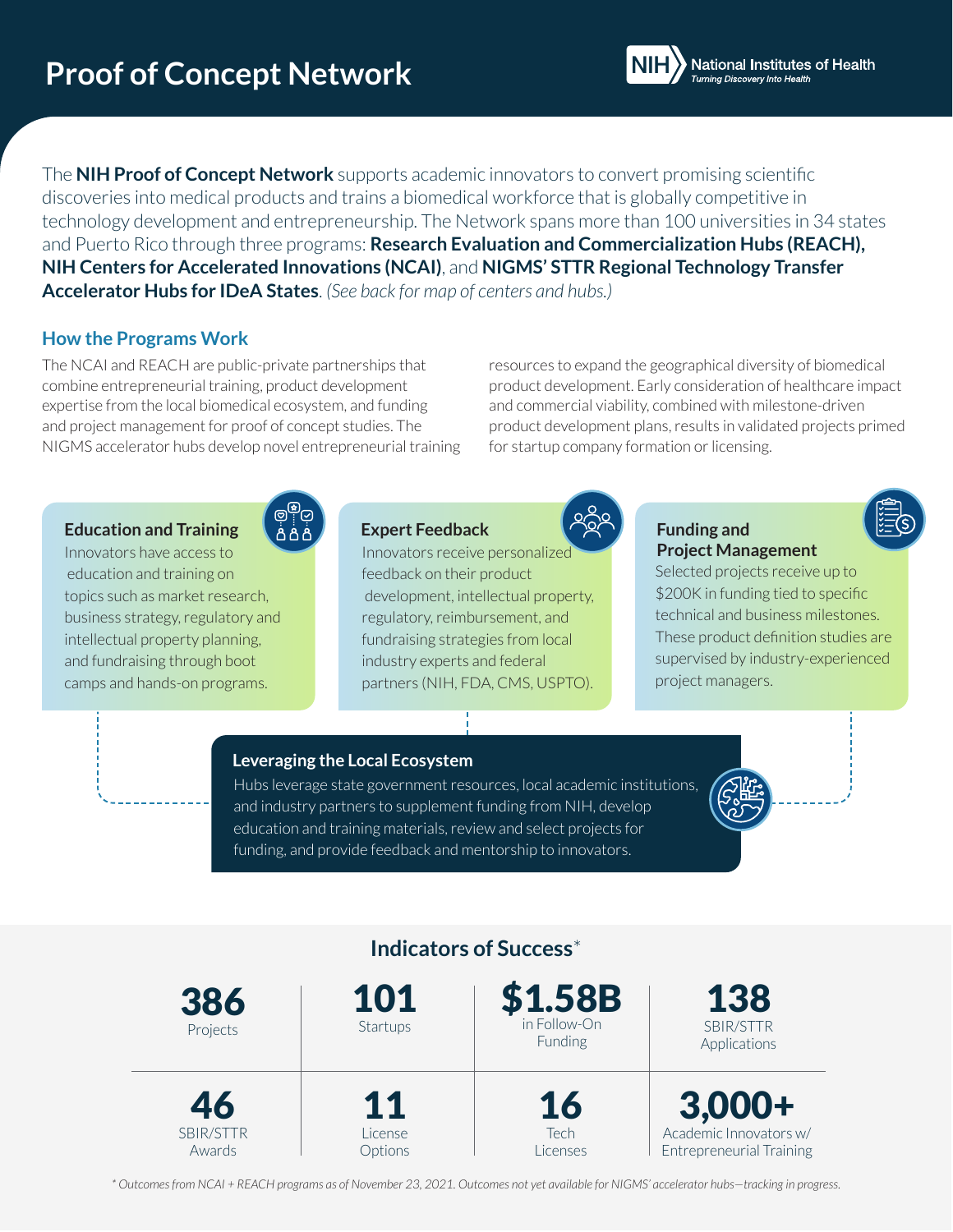# Proof of Concept Network

National Institutes of Health
*Turning Discovery Into Health*

The **NIH Proof of Concept Network** supports academic innovators to convert promising scientific discoveries into medical products and trains a biomedical workforce that is globally competitive in technology development and entrepreneurship. The Network spans more than 100 universities in 34 states and Puerto Rico through three programs: **Research Evaluation and Commercialization Hubs (REACH), NIH Centers for Accelerated Innovations (NCAI)**, and **NIGMS' STTR Regional Technology Transfer Accelerator Hubs for IDeA States**. *(See back for map of centers and hubs.)*

## How the Programs Work

The NCAI and REACH are public-private partnerships that combine entrepreneurial training, product development expertise from the local biomedical ecosystem, and funding and project management for proof of concept studies. The NIGMS accelerator hubs develop novel entrepreneurial training resources to expand the geographical diversity of biomedical product development. Early consideration of healthcare impact and commercial viability, combined with milestone-driven product development plans, results in validated projects primed for startup company formation or licensing.

### Education and Training

Innovators have access to education and training on topics such as market research, business strategy, regulatory and intellectual property planning, and fundraising through boot camps and hands-on programs.

### Expert Feedback

Innovators receive personalized feedback on their product development, intellectual property, regulatory, reimbursement, and fundraising strategies from local industry experts and federal partners (NIH, FDA, CMS, USPTO).

### Funding and Project Management

Selected projects receive up to $200K in funding tied to specific technical and business milestones. These product definition studies are supervised by industry-experienced project managers.

### Leveraging the Local Ecosystem

Hubs leverage state government resources, local academic institutions, and industry partners to supplement funding from NIH, develop education and training materials, review and select projects for funding, and provide feedback and mentorship to innovators.

## Indicators of Success*

| | | | |
|---|---|---|---|
| **386** Projects | **101** Startups | **$1.58B** in Follow-On Funding | **138** SBIR/STTR Applications |
| **46** SBIR/STTR Awards | **11** License Options | **16** Tech Licenses | **3,000+** Academic Innovators w/ Entrepreneurial Training |

*\* Outcomes from NCAI + REACH programs as of November 23, 2021. Outcomes not yet available for NIGMS' accelerator hubs—tracking in progress.*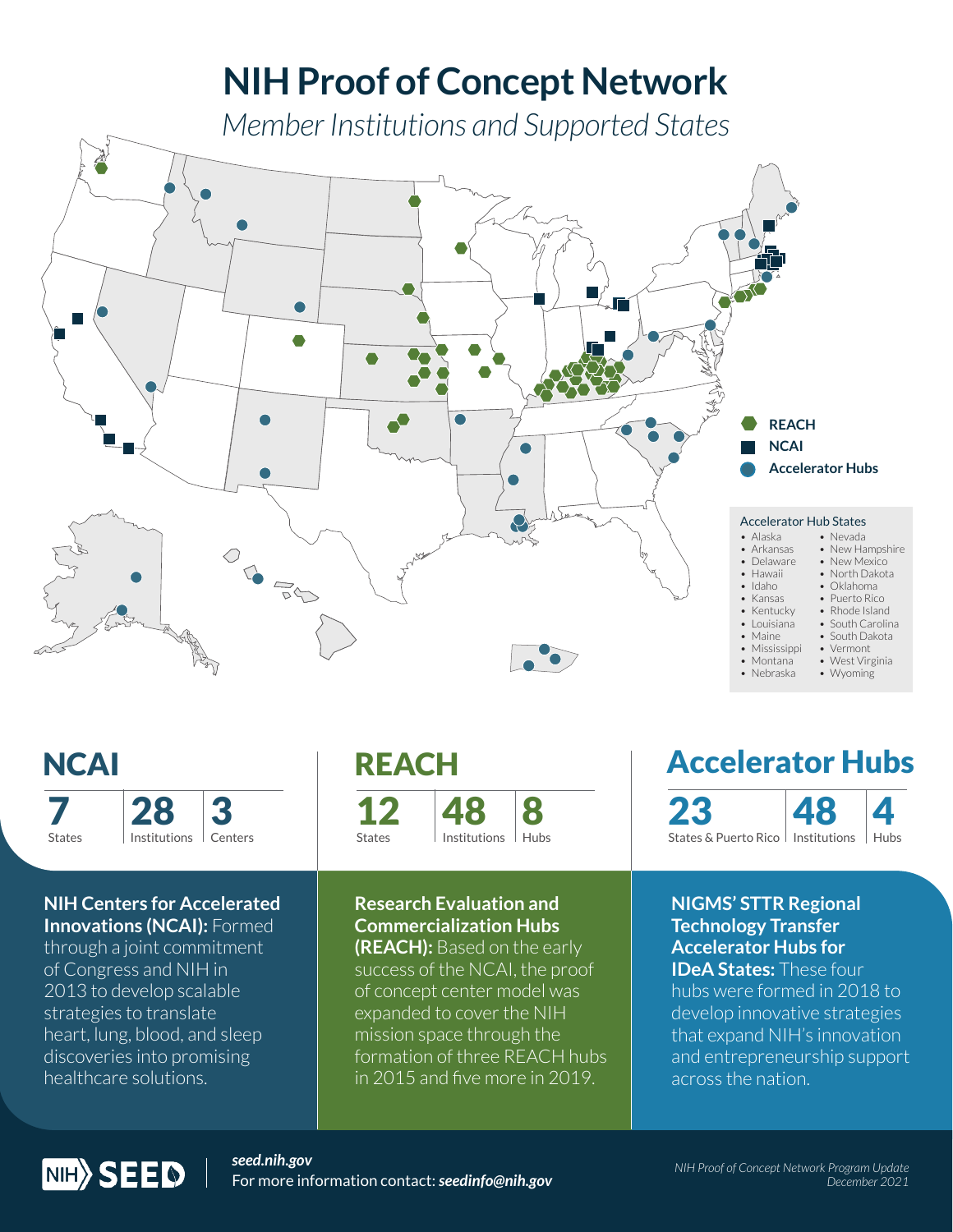# NIH Proof of Concept Network

*Member Institutions and Supported States*

REACH
NCAI
Accelerator Hubs

Accelerator Hub States

- Alaska
- Arkansas
- Delaware
- Hawaii
- Idaho
- Kansas
- Kentucky
- Louisiana
- Maine
- Mississippi
- Montana
- Nebraska
- Nevada
- New Hampshire
- New Mexico
- North Dakota
- Oklahoma
- Puerto Rico
- Rhode Island
- South Carolina
- South Dakota
- Vermont
- West Virginia
- Wyoming

## NCAI

**7** States | **28** Institutions | **3** Centers

**NIH Centers for Accelerated Innovations (NCAI):** Formed through a joint commitment of Congress and NIH in 2013 to develop scalable strategies to translate heart, lung, blood, and sleep discoveries into promising healthcare solutions.

## REACH

**12** States | **48** Institutions | **8** Hubs

**Research Evaluation and Commercialization Hubs (REACH):** Based on the early success of the NCAI, the proof of concept center model was expanded to cover the NIH mission space through the formation of three REACH hubs in 2015 and five more in 2019.

## Accelerator Hubs

**23** States & Puerto Rico | **48** Institutions | **4** Hubs

**NIGMS' STTR Regional Technology Transfer Accelerator Hubs for IDeA States:** These four hubs were formed in 2018 to develop innovative strategies that expand NIH's innovation and entrepreneurship support across the nation.

NIH SEED

***seed.nih.gov***
For more information contact: ***seedinfo@nih.gov***

*NIH Proof of Concept Network Program Update*
*December 2021*